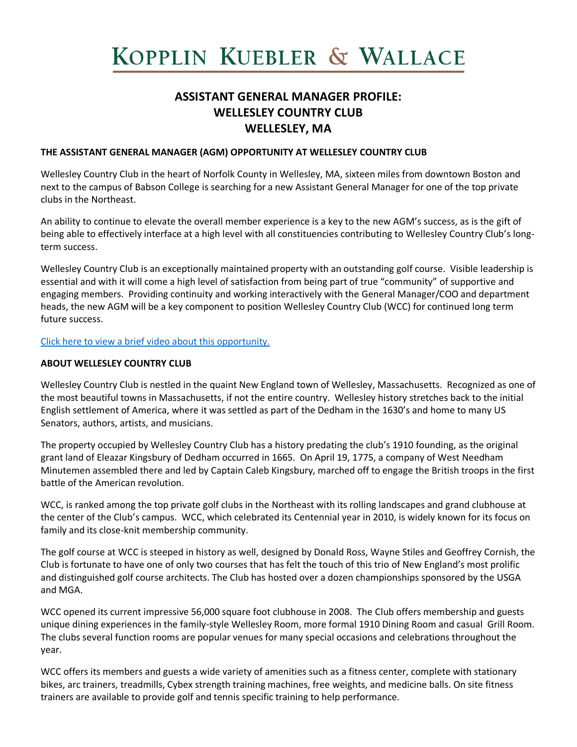# KOPPLIN KUEBLER & WALLACE

## ASSISTANT GENERAL MANAGER PROFILE: WELLESLEY COUNTRY CLUB WELLESLEY, MA

### THE ASSISTANT GENERAL MANAGER (AGM) OPPORTUNITY AT WELLESLEY COUNTRY CLUB

Wellesley Country Club in the heart of Norfolk County in Wellesley, MA, sixteen miles from downtown Boston and next to the campus of Babson College is searching for a new Assistant General Manager for one of the top private clubs in the Northeast.

An ability to continue to elevate the overall member experience is a key to the new AGM's success, as is the gift of being able to effectively interface at a high level with all constituencies contributing to Wellesley Country Club's long-term success.

Wellesley Country Club is an exceptionally maintained property with an outstanding golf course. Visible leadership is essential and with it will come a high level of satisfaction from being part of true "community" of supportive and engaging members. Providing continuity and working interactively with the General Manager/COO and department heads, the new AGM will be a key component to position Wellesley Country Club (WCC) for continued long term future success.

[Click here to view a brief video about this opportunity.]

### ABOUT WELLESLEY COUNTRY CLUB

Wellesley Country Club is nestled in the quaint New England town of Wellesley, Massachusetts. Recognized as one of the most beautiful towns in Massachusetts, if not the entire country. Wellesley history stretches back to the initial English settlement of America, where it was settled as part of the Dedham in the 1630's and home to many US Senators, authors, artists, and musicians.

The property occupied by Wellesley Country Club has a history predating the club's 1910 founding, as the original grant land of Eleazar Kingsbury of Dedham occurred in 1665. On April 19, 1775, a company of West Needham Minutemen assembled there and led by Captain Caleb Kingsbury, marched off to engage the British troops in the first battle of the American revolution.

WCC, is ranked among the top private golf clubs in the Northeast with its rolling landscapes and grand clubhouse at the center of the Club's campus. WCC, which celebrated its Centennial year in 2010, is widely known for its focus on family and its close-knit membership community.

The golf course at WCC is steeped in history as well, designed by Donald Ross, Wayne Stiles and Geoffrey Cornish, the Club is fortunate to have one of only two courses that has felt the touch of this trio of New England's most prolific and distinguished golf course architects. The Club has hosted over a dozen championships sponsored by the USGA and MGA.

WCC opened its current impressive 56,000 square foot clubhouse in 2008. The Club offers membership and guests unique dining experiences in the family-style Wellesley Room, more formal 1910 Dining Room and casual Grill Room. The clubs several function rooms are popular venues for many special occasions and celebrations throughout the year.

WCC offers its members and guests a wide variety of amenities such as a fitness center, complete with stationary bikes, arc trainers, treadmills, Cybex strength training machines, free weights, and medicine balls. On site fitness trainers are available to provide golf and tennis specific training to help performance.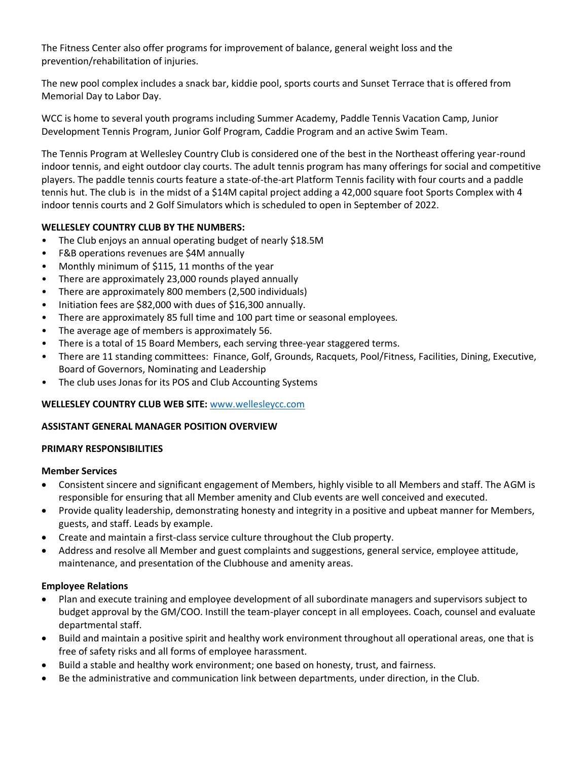The Fitness Center also offer programs for improvement of balance, general weight loss and the prevention/rehabilitation of injuries.

The new pool complex includes a snack bar, kiddie pool, sports courts and Sunset Terrace that is offered from Memorial Day to Labor Day.

WCC is home to several youth programs including Summer Academy, Paddle Tennis Vacation Camp, Junior Development Tennis Program, Junior Golf Program, Caddie Program and an active Swim Team.

The Tennis Program at Wellesley Country Club is considered one of the best in the Northeast offering year-round indoor tennis, and eight outdoor clay courts. The adult tennis program has many offerings for social and competitive players. The paddle tennis courts feature a state-of-the-art Platform Tennis facility with four courts and a paddle tennis hut. The club is in the midst of a $14M capital project adding a 42,000 square foot Sports Complex with 4 indoor tennis courts and 2 Golf Simulators which is scheduled to open in September of 2022.

**WELLESLEY COUNTRY CLUB BY THE NUMBERS:**

- The Club enjoys an annual operating budget of nearly $18.5M
- F&B operations revenues are $4M annually
- Monthly minimum of $115, 11 months of the year
- There are approximately 23,000 rounds played annually
- There are approximately 800 members (2,500 individuals)
- Initiation fees are $82,000 with dues of $16,300 annually.
- There are approximately 85 full time and 100 part time or seasonal employees.
- The average age of members is approximately 56.
- There is a total of 15 Board Members, each serving three-year staggered terms.
- There are 11 standing committees: Finance, Golf, Grounds, Racquets, Pool/Fitness, Facilities, Dining, Executive, Board of Governors, Nominating and Leadership
- The club uses Jonas for its POS and Club Accounting Systems

**WELLESLEY COUNTRY CLUB WEB SITE:** [www.wellesleycc.com](http://www.wellesleycc.com)

**ASSISTANT GENERAL MANAGER POSITION OVERVIEW**

**PRIMARY RESPONSIBILITIES**

**Member Services**

- Consistent sincere and significant engagement of Members, highly visible to all Members and staff. The AGM is responsible for ensuring that all Member amenity and Club events are well conceived and executed.
- Provide quality leadership, demonstrating honesty and integrity in a positive and upbeat manner for Members, guests, and staff. Leads by example.
- Create and maintain a first-class service culture throughout the Club property.
- Address and resolve all Member and guest complaints and suggestions, general service, employee attitude, maintenance, and presentation of the Clubhouse and amenity areas.

**Employee Relations**

- Plan and execute training and employee development of all subordinate managers and supervisors subject to budget approval by the GM/COO. Instill the team-player concept in all employees. Coach, counsel and evaluate departmental staff.
- Build and maintain a positive spirit and healthy work environment throughout all operational areas, one that is free of safety risks and all forms of employee harassment.
- Build a stable and healthy work environment; one based on honesty, trust, and fairness.
- Be the administrative and communication link between departments, under direction, in the Club.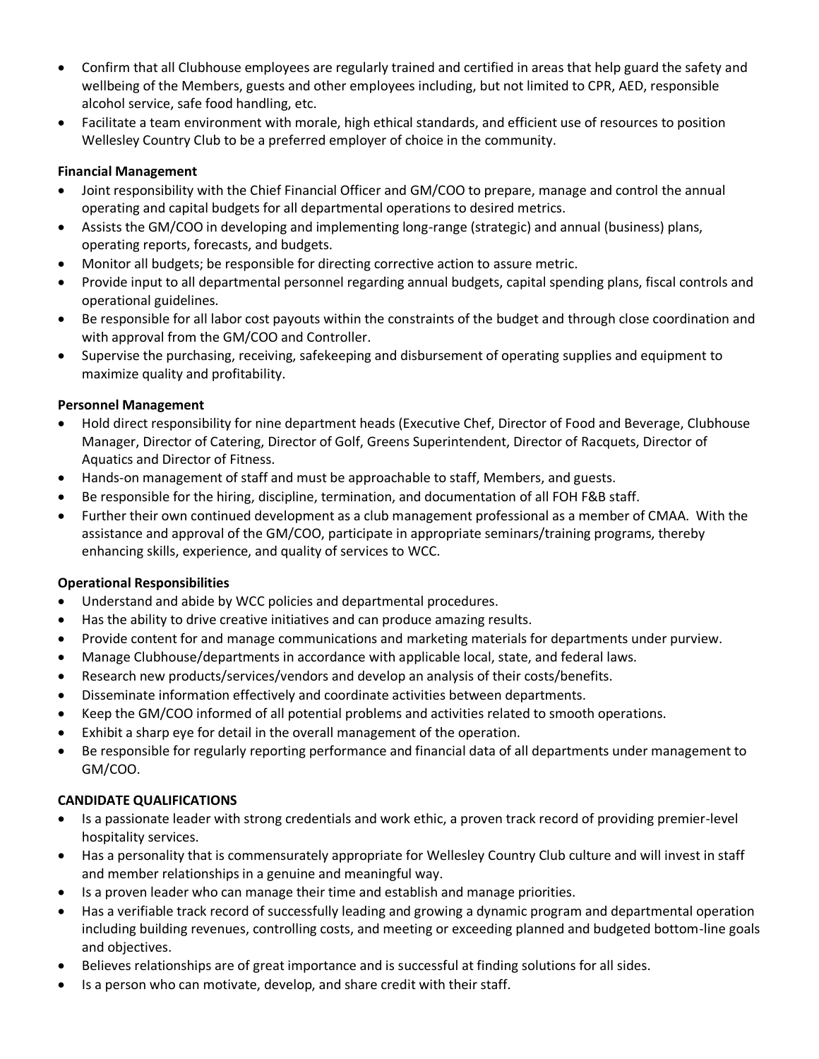- Confirm that all Clubhouse employees are regularly trained and certified in areas that help guard the safety and wellbeing of the Members, guests and other employees including, but not limited to CPR, AED, responsible alcohol service, safe food handling, etc.
- Facilitate a team environment with morale, high ethical standards, and efficient use of resources to position Wellesley Country Club to be a preferred employer of choice in the community.

**Financial Management**

- Joint responsibility with the Chief Financial Officer and GM/COO to prepare, manage and control the annual operating and capital budgets for all departmental operations to desired metrics.
- Assists the GM/COO in developing and implementing long-range (strategic) and annual (business) plans, operating reports, forecasts, and budgets.
- Monitor all budgets; be responsible for directing corrective action to assure metric.
- Provide input to all departmental personnel regarding annual budgets, capital spending plans, fiscal controls and operational guidelines.
- Be responsible for all labor cost payouts within the constraints of the budget and through close coordination and with approval from the GM/COO and Controller.
- Supervise the purchasing, receiving, safekeeping and disbursement of operating supplies and equipment to maximize quality and profitability.

**Personnel Management**

- Hold direct responsibility for nine department heads (Executive Chef, Director of Food and Beverage, Clubhouse Manager, Director of Catering, Director of Golf, Greens Superintendent, Director of Racquets, Director of Aquatics and Director of Fitness.
- Hands-on management of staff and must be approachable to staff, Members, and guests.
- Be responsible for the hiring, discipline, termination, and documentation of all FOH F&B staff.
- Further their own continued development as a club management professional as a member of CMAA. With the assistance and approval of the GM/COO, participate in appropriate seminars/training programs, thereby enhancing skills, experience, and quality of services to WCC.

**Operational Responsibilities**

- Understand and abide by WCC policies and departmental procedures.
- Has the ability to drive creative initiatives and can produce amazing results.
- Provide content for and manage communications and marketing materials for departments under purview.
- Manage Clubhouse/departments in accordance with applicable local, state, and federal laws.
- Research new products/services/vendors and develop an analysis of their costs/benefits.
- Disseminate information effectively and coordinate activities between departments.
- Keep the GM/COO informed of all potential problems and activities related to smooth operations.
- Exhibit a sharp eye for detail in the overall management of the operation.
- Be responsible for regularly reporting performance and financial data of all departments under management to GM/COO.

**CANDIDATE QUALIFICATIONS**

- Is a passionate leader with strong credentials and work ethic, a proven track record of providing premier-level hospitality services.
- Has a personality that is commensurately appropriate for Wellesley Country Club culture and will invest in staff and member relationships in a genuine and meaningful way.
- Is a proven leader who can manage their time and establish and manage priorities.
- Has a verifiable track record of successfully leading and growing a dynamic program and departmental operation including building revenues, controlling costs, and meeting or exceeding planned and budgeted bottom-line goals and objectives.
- Believes relationships are of great importance and is successful at finding solutions for all sides.
- Is a person who can motivate, develop, and share credit with their staff.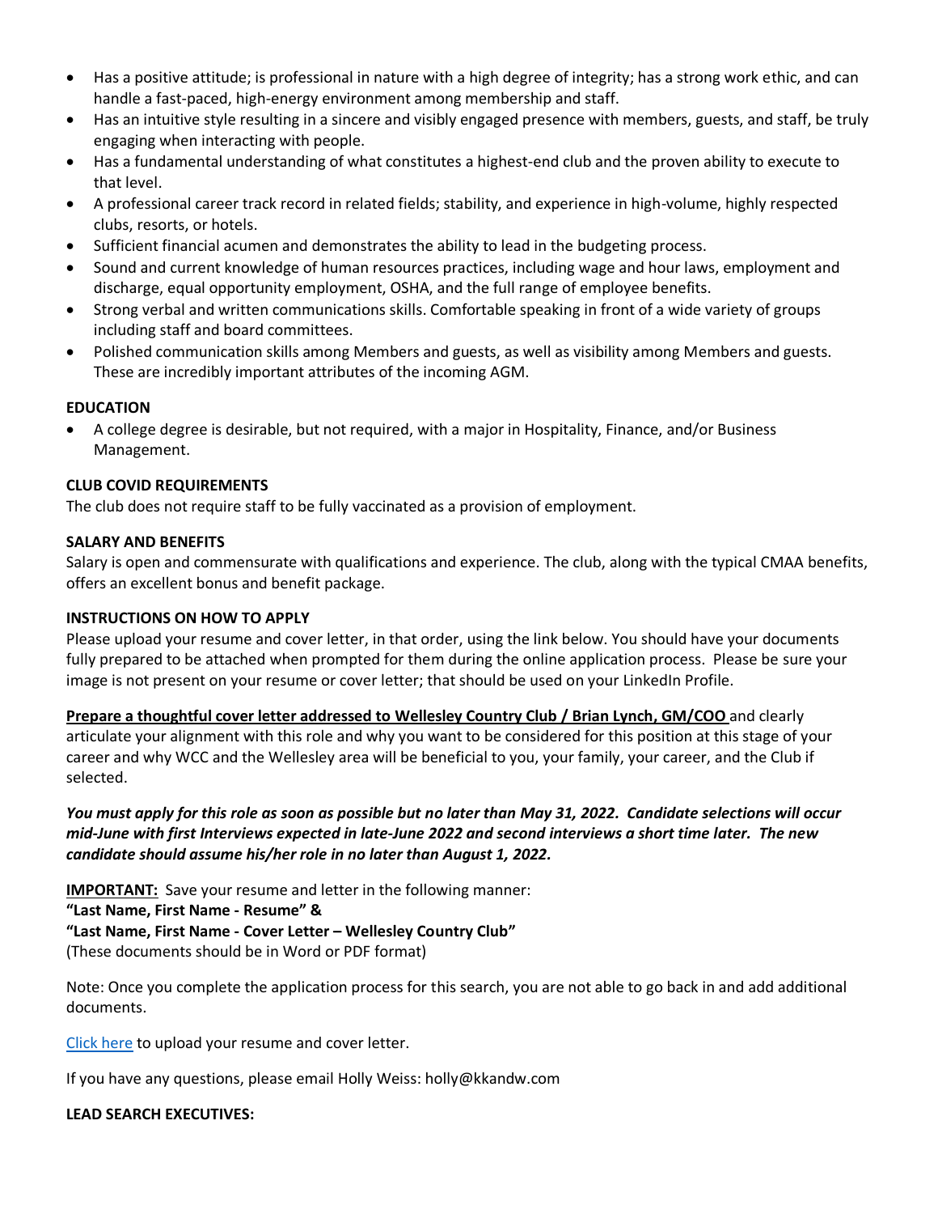- Has a positive attitude; is professional in nature with a high degree of integrity; has a strong work ethic, and can handle a fast-paced, high-energy environment among membership and staff.
- Has an intuitive style resulting in a sincere and visibly engaged presence with members, guests, and staff, be truly engaging when interacting with people.
- Has a fundamental understanding of what constitutes a highest-end club and the proven ability to execute to that level.
- A professional career track record in related fields; stability, and experience in high-volume, highly respected clubs, resorts, or hotels.
- Sufficient financial acumen and demonstrates the ability to lead in the budgeting process.
- Sound and current knowledge of human resources practices, including wage and hour laws, employment and discharge, equal opportunity employment, OSHA, and the full range of employee benefits.
- Strong verbal and written communications skills. Comfortable speaking in front of a wide variety of groups including staff and board committees.
- Polished communication skills among Members and guests, as well as visibility among Members and guests. These are incredibly important attributes of the incoming AGM.

**EDUCATION**

- A college degree is desirable, but not required, with a major in Hospitality, Finance, and/or Business Management.

**CLUB COVID REQUIREMENTS**

The club does not require staff to be fully vaccinated as a provision of employment.

**SALARY AND BENEFITS**

Salary is open and commensurate with qualifications and experience. The club, along with the typical CMAA benefits, offers an excellent bonus and benefit package.

**INSTRUCTIONS ON HOW TO APPLY**

Please upload your resume and cover letter, in that order, using the link below. You should have your documents fully prepared to be attached when prompted for them during the online application process. Please be sure your image is not present on your resume or cover letter; that should be used on your LinkedIn Profile.

**Prepare a thoughtful cover letter addressed to Wellesley Country Club / Brian Lynch, GM/COO** and clearly articulate your alignment with this role and why you want to be considered for this position at this stage of your career and why WCC and the Wellesley area will be beneficial to you, your family, your career, and the Club if selected.

***You must apply for this role as soon as possible but no later than May 31, 2022. Candidate selections will occur mid-June with first Interviews expected in late-June 2022 and second interviews a short time later. The new candidate should assume his/her role in no later than August 1, 2022.***

**IMPORTANT:** Save your resume and letter in the following manner:
**"Last Name, First Name - Resume" &**
**"Last Name, First Name - Cover Letter – Wellesley Country Club"**
(These documents should be in Word or PDF format)

Note: Once you complete the application process for this search, you are not able to go back in and add additional documents.

Click here to upload your resume and cover letter.

If you have any questions, please email Holly Weiss: holly@kkandw.com

**LEAD SEARCH EXECUTIVES:**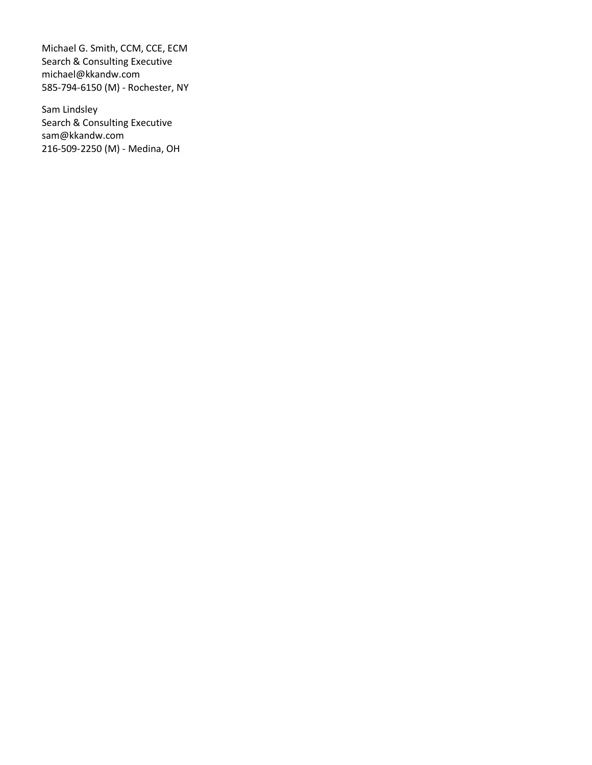Michael G. Smith, CCM, CCE, ECM
Search & Consulting Executive
michael@kkandw.com
585-794-6150 (M) - Rochester, NY

Sam Lindsley
Search & Consulting Executive
sam@kkandw.com
216-509-2250 (M) - Medina, OH